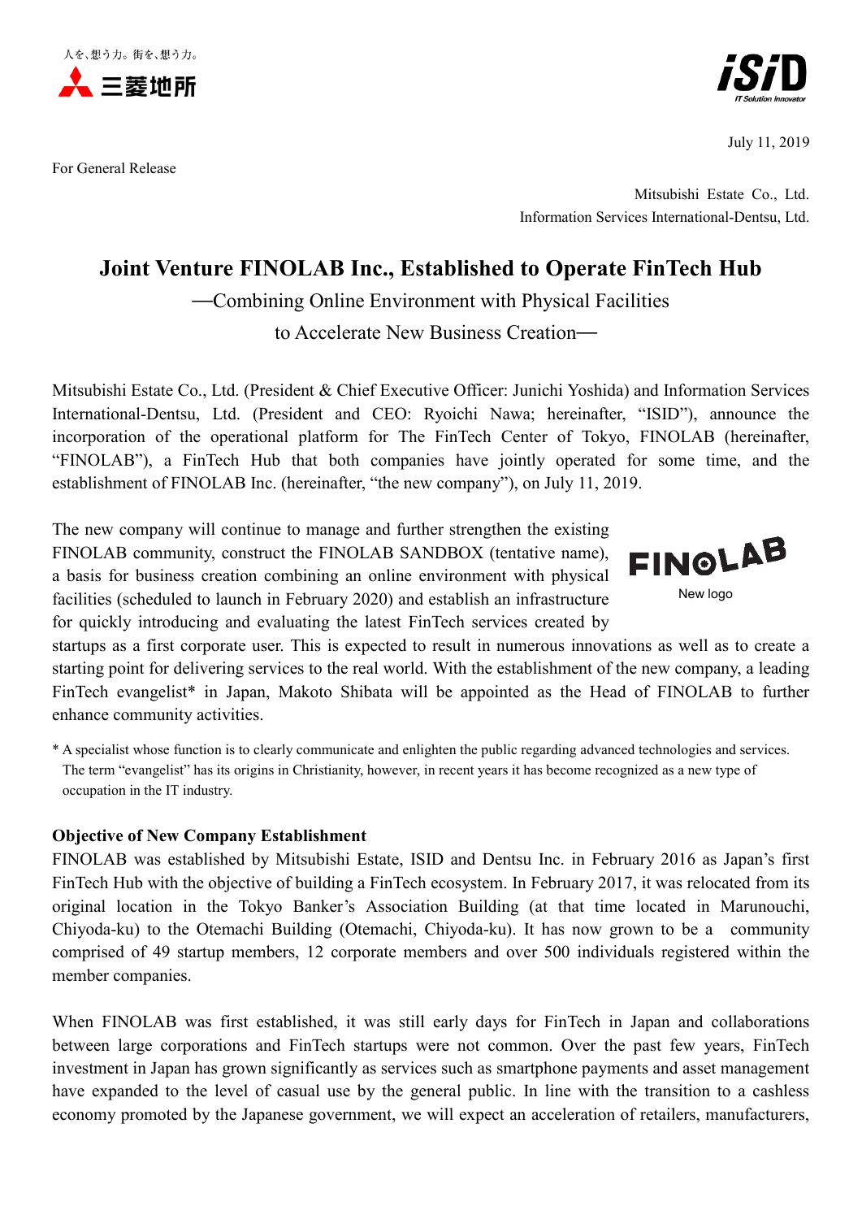人を、想う力。街を、想う力。
三菱地所

July 11, 2019

For General Release

Mitsubishi Estate Co., Ltd.
Information Services International-Dentsu, Ltd.

# Joint Venture FINOLAB Inc., Established to Operate FinTech Hub

—Combining Online Environment with Physical Facilities
to Accelerate New Business Creation—

Mitsubishi Estate Co., Ltd. (President & Chief Executive Officer: Junichi Yoshida) and Information Services International-Dentsu, Ltd. (President and CEO: Ryoichi Nawa; hereinafter, "ISID"), announce the incorporation of the operational platform for The FinTech Center of Tokyo, FINOLAB (hereinafter, "FINOLAB"), a FinTech Hub that both companies have jointly operated for some time, and the establishment of FINOLAB Inc. (hereinafter, "the new company"), on July 11, 2019.

The new company will continue to manage and further strengthen the existing FINOLAB community, construct the FINOLAB SANDBOX (tentative name), a basis for business creation combining an online environment with physical facilities (scheduled to launch in February 2020) and establish an infrastructure for quickly introducing and evaluating the latest FinTech services created by startups as a first corporate user. This is expected to result in numerous innovations as well as to create a starting point for delivering services to the real world. With the establishment of the new company, a leading FinTech evangelist* in Japan, Makoto Shibata will be appointed as the Head of FINOLAB to further enhance community activities.

New logo

\* A specialist whose function is to clearly communicate and enlighten the public regarding advanced technologies and services. The term "evangelist" has its origins in Christianity, however, in recent years it has become recognized as a new type of occupation in the IT industry.

**Objective of New Company Establishment**

FINOLAB was established by Mitsubishi Estate, ISID and Dentsu Inc. in February 2016 as Japan's first FinTech Hub with the objective of building a FinTech ecosystem. In February 2017, it was relocated from its original location in the Tokyo Banker's Association Building (at that time located in Marunouchi, Chiyoda-ku) to the Otemachi Building (Otemachi, Chiyoda-ku). It has now grown to be a community comprised of 49 startup members, 12 corporate members and over 500 individuals registered within the member companies.

When FINOLAB was first established, it was still early days for FinTech in Japan and collaborations between large corporations and FinTech startups were not common. Over the past few years, FinTech investment in Japan has grown significantly as services such as smartphone payments and asset management have expanded to the level of casual use by the general public. In line with the transition to a cashless economy promoted by the Japanese government, we will expect an acceleration of retailers, manufacturers,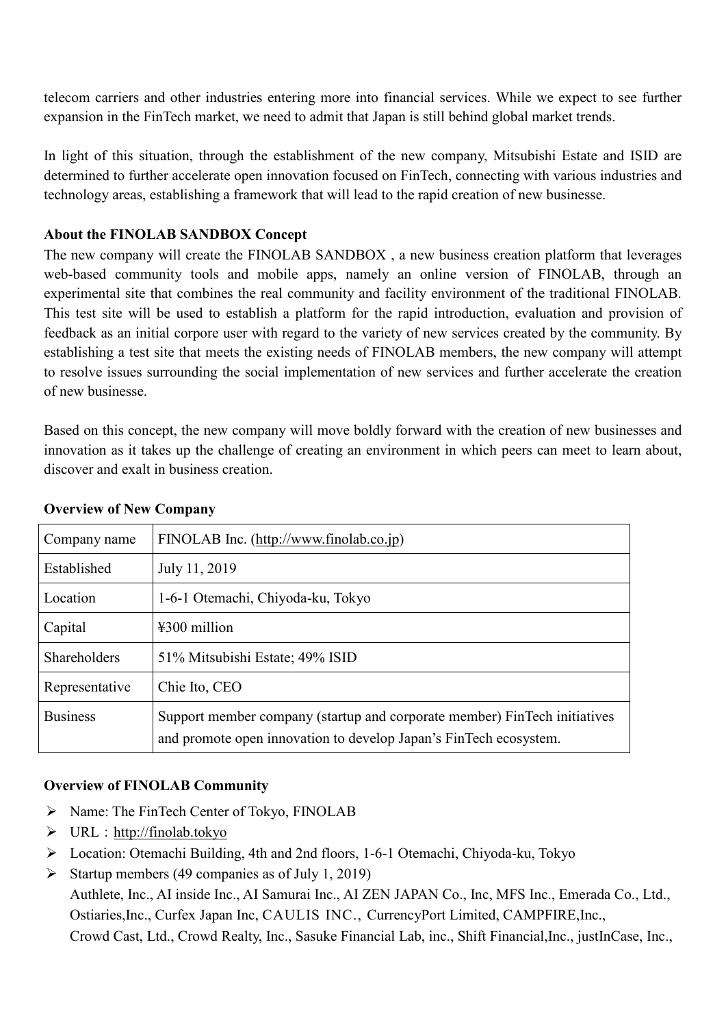telecom carriers and other industries entering more into financial services. While we expect to see further expansion in the FinTech market, we need to admit that Japan is still behind global market trends.

In light of this situation, through the establishment of the new company, Mitsubishi Estate and ISID are determined to further accelerate open innovation focused on FinTech, connecting with various industries and technology areas, establishing a framework that will lead to the rapid creation of new businesse.

**About the FINOLAB SANDBOX Concept**

The new company will create the FINOLAB SANDBOX , a new business creation platform that leverages web-based community tools and mobile apps, namely an online version of FINOLAB, through an experimental site that combines the real community and facility environment of the traditional FINOLAB. This test site will be used to establish a platform for the rapid introduction, evaluation and provision of feedback as an initial corpore user with regard to the variety of new services created by the community. By establishing a test site that meets the existing needs of FINOLAB members, the new company will attempt to resolve issues surrounding the social implementation of new services and further accelerate the creation of new businesse.

Based on this concept, the new company will move boldly forward with the creation of new businesses and innovation as it takes up the challenge of creating an environment in which peers can meet to learn about, discover and exalt in business creation.

**Overview of New Company**

| Company name | FINOLAB Inc. (http://www.finolab.co.jp) |
|---|---|
| Established | July 11, 2019 |
| Location | 1-6-1 Otemachi, Chiyoda-ku, Tokyo |
| Capital | ¥300 million |
| Shareholders | 51% Mitsubishi Estate; 49% ISID |
| Representative | Chie Ito, CEO |
| Business | Support member company (startup and corporate member) FinTech initiatives and promote open innovation to develop Japan's FinTech ecosystem. |

**Overview of FINOLAB Community**

- Name: The FinTech Center of Tokyo, FINOLAB
- URL：http://finolab.tokyo
- Location: Otemachi Building, 4th and 2nd floors, 1-6-1 Otemachi, Chiyoda-ku, Tokyo
- Startup members (49 companies as of July 1, 2019)
  Authlete, Inc., AI inside Inc., AI Samurai Inc., AI ZEN JAPAN Co., Inc, MFS Inc., Emerada Co., Ltd., Ostiaries,Inc., Curfex Japan Inc, CAULIS INC., CurrencyPort Limited, CAMPFIRE,Inc., Crowd Cast, Ltd., Crowd Realty, Inc., Sasuke Financial Lab, inc., Shift Financial,Inc., justInCase, Inc.,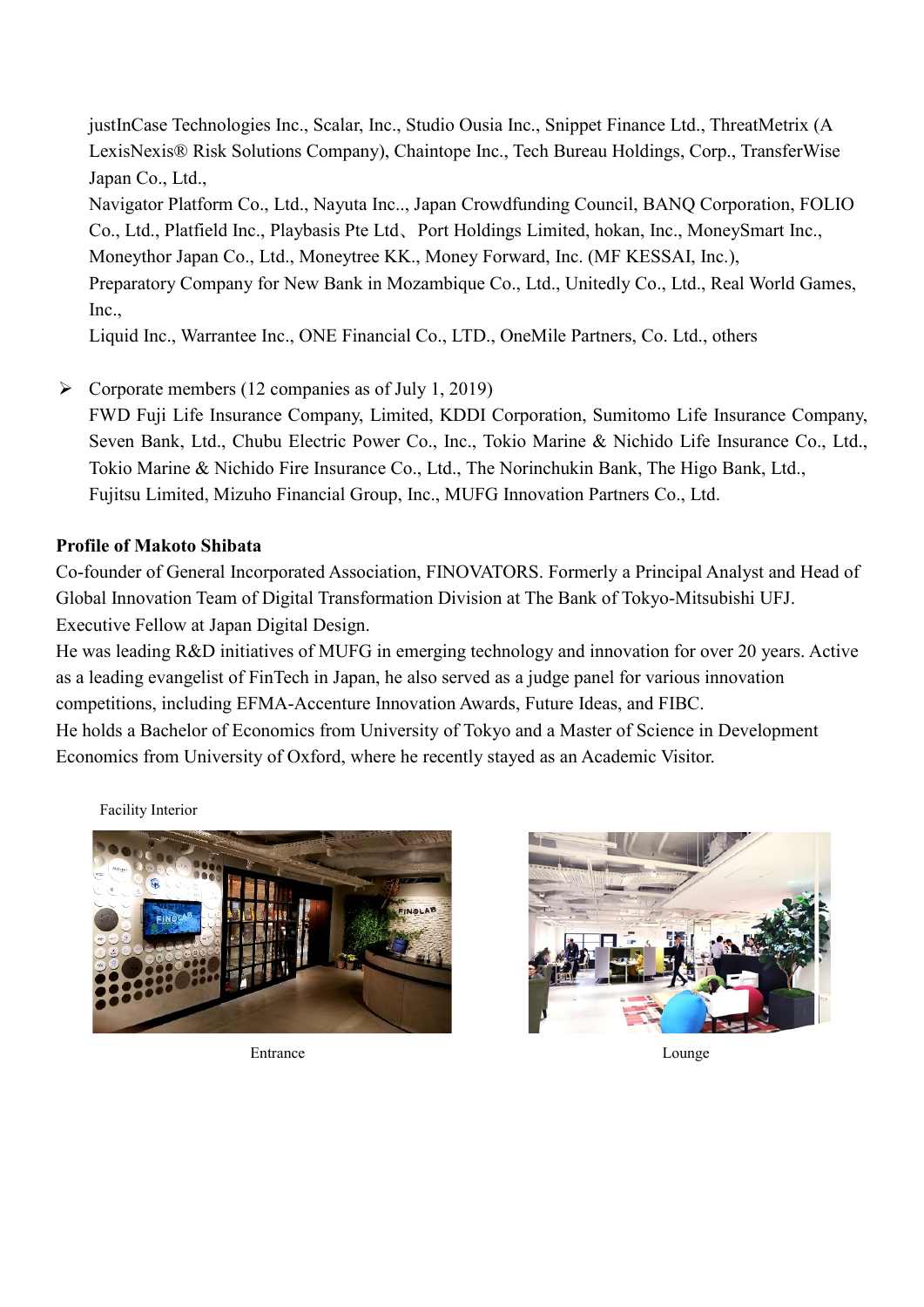justInCase Technologies Inc., Scalar, Inc., Studio Ousia Inc., Snippet Finance Ltd., ThreatMetrix (A LexisNexis® Risk Solutions Company), Chaintope Inc., Tech Bureau Holdings, Corp., TransferWise Japan Co., Ltd.,
Navigator Platform Co., Ltd., Nayuta Inc.., Japan Crowdfunding Council, BANQ Corporation, FOLIO Co., Ltd., Platfield Inc., Playbasis Pte Ltd、Port Holdings Limited, hokan, Inc., MoneySmart Inc., Moneythor Japan Co., Ltd., Moneytree KK., Money Forward, Inc. (MF KESSAI, Inc.),
Preparatory Company for New Bank in Mozambique Co., Ltd., Unitedly Co., Ltd., Real World Games, Inc.,
Liquid Inc., Warrantee Inc., ONE Financial Co., LTD., OneMile Partners, Co. Ltd., others

- Corporate members (12 companies as of July 1, 2019)
  FWD Fuji Life Insurance Company, Limited, KDDI Corporation, Sumitomo Life Insurance Company, Seven Bank, Ltd., Chubu Electric Power Co., Inc., Tokio Marine & Nichido Life Insurance Co., Ltd., Tokio Marine & Nichido Fire Insurance Co., Ltd., The Norinchukin Bank, The Higo Bank, Ltd., Fujitsu Limited, Mizuho Financial Group, Inc., MUFG Innovation Partners Co., Ltd.

**Profile of Makoto Shibata**

Co-founder of General Incorporated Association, FINOVATORS. Formerly a Principal Analyst and Head of Global Innovation Team of Digital Transformation Division at The Bank of Tokyo-Mitsubishi UFJ. Executive Fellow at Japan Digital Design.
He was leading R&D initiatives of MUFG in emerging technology and innovation for over 20 years. Active as a leading evangelist of FinTech in Japan, he also served as a judge panel for various innovation competitions, including EFMA-Accenture Innovation Awards, Future Ideas, and FIBC.
He holds a Bachelor of Economics from University of Tokyo and a Master of Science in Development Economics from University of Oxford, where he recently stayed as an Academic Visitor.

Facility Interior

Entrance

Lounge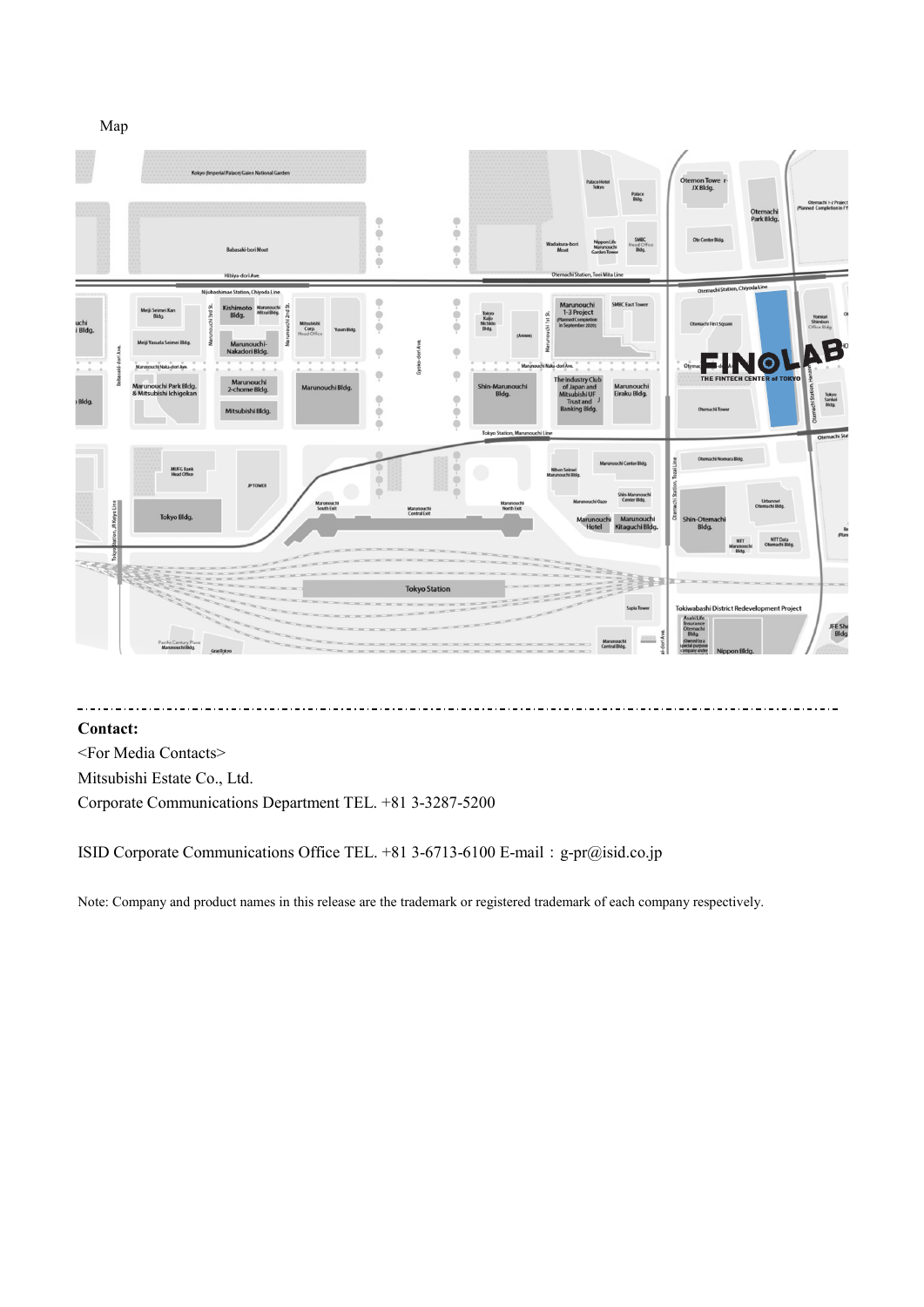Map

Contact:

<For Media Contacts>

Mitsubishi Estate Co., Ltd.

Corporate Communications Department TEL. +81 3-3287-5200

ISID Corporate Communications Office TEL. +81 3-6713-6100 E-mail：g-pr@isid.co.jp

Note: Company and product names in this release are the trademark or registered trademark of each company respectively.